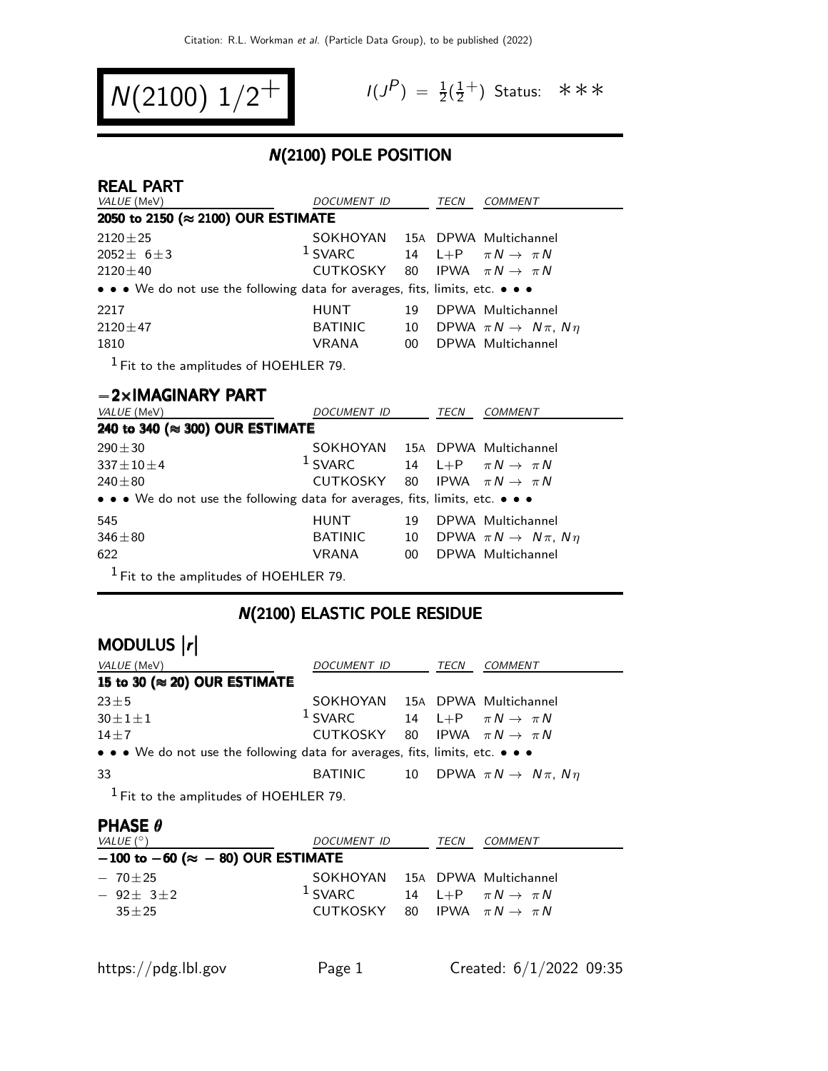# $N(2100)$ $1/2^+$

$I(J^P) = \frac{1}{2}(\frac{1}{2}^+)$ Status: ∗∗∗

## N(2100) POLE POSITION

### REAL PART

| VALUE (MeV) | DOCUMENT ID | | TECN | COMMENT |
|---|---|---|---|---|
| **2050 to 2150 (≈ 2100) OUR ESTIMATE** | | | | |
| $2120 \pm 25$ | SOKHOYAN | 15A | DPWA | Multichannel |
| $2052 \pm 6 \pm 3$ | [1] SVARC | 14 | L+P | $\pi N \to \pi N$ |
| $2120 \pm 40$ | CUTKOSKY | 80 | IPWA | $\pi N \to \pi N$ |
| • • • We do not use the following data for averages, fits, limits, etc. • • • | | | | |
| 2217 | HUNT | 19 | DPWA | Multichannel |
| $2120 \pm 47$ | BATINIC | 10 | DPWA | $\pi N \to N\pi$, $N\eta$ |
| 1810 | VRANA | 00 | DPWA | Multichannel |

[1] Fit to the amplitudes of HOEHLER 79.

### −2×IMAGINARY PART

| VALUE (MeV) | DOCUMENT ID | | TECN | COMMENT |
|---|---|---|---|---|
| **240 to 340 (≈ 300) OUR ESTIMATE** | | | | |
| $290 \pm 30$ | SOKHOYAN | 15A | DPWA | Multichannel |
| $337 \pm 10 \pm 4$ | [1] SVARC | 14 | L+P | $\pi N \to \pi N$ |
| $240 \pm 80$ | CUTKOSKY | 80 | IPWA | $\pi N \to \pi N$ |
| • • • We do not use the following data for averages, fits, limits, etc. • • • | | | | |
| 545 | HUNT | 19 | DPWA | Multichannel |
| $346 \pm 80$ | BATINIC | 10 | DPWA | $\pi N \to N\pi$, $N\eta$ |
| 622 | VRANA | 00 | DPWA | Multichannel |

[1] Fit to the amplitudes of HOEHLER 79.

## N(2100) ELASTIC POLE RESIDUE

### MODULUS $|r|$

| VALUE (MeV) | DOCUMENT ID | | TECN | COMMENT |
|---|---|---|---|---|
| **15 to 30 (≈ 20) OUR ESTIMATE** | | | | |
| $23 \pm 5$ | SOKHOYAN | 15A | DPWA | Multichannel |
| $30 \pm 1 \pm 1$ | [1] SVARC | 14 | L+P | $\pi N \to \pi N$ |
| $14 \pm 7$ | CUTKOSKY | 80 | IPWA | $\pi N \to \pi N$ |
| • • • We do not use the following data for averages, fits, limits, etc. • • • | | | | |
| 33 | BATINIC | 10 | DPWA | $\pi N \to N\pi$, $N\eta$ |

[1] Fit to the amplitudes of HOEHLER 79.

### PHASE $\theta$

| VALUE (°) | DOCUMENT ID | | TECN | COMMENT |
|---|---|---|---|---|
| **−100 to −60 (≈ −80) OUR ESTIMATE** | | | | |
| $-70 \pm 25$ | SOKHOYAN | 15A | DPWA | Multichannel |
| $-92 \pm 3 \pm 2$ | [1] SVARC | 14 | L+P | $\pi N \to \pi N$ |
| $35 \pm 25$ | CUTKOSKY | 80 | IPWA | $\pi N \to \pi N$ |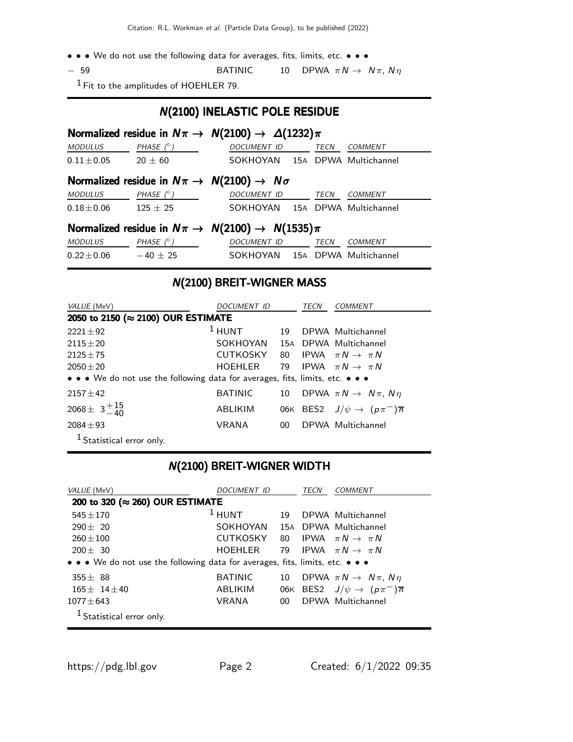• • • We do not use the following data for averages, fits, limits, etc. • • •

| | | | | |
|---|---|---|---|---|
| − 59 | BATINIC | 10 | DPWA | $\pi N \to N\pi$, $N\eta$ |

[1] Fit to the amplitudes of HOEHLER 79.

## N(2100) INELASTIC POLE RESIDUE

### Normalized residue in $N\pi \to N(2100) \to \Delta(1232)\pi$

| MODULUS | PHASE (°) | DOCUMENT ID | | TECN | COMMENT |
|---|---|---|---|---|---|
| 0.11±0.05 | 20 ± 60 | SOKHOYAN | 15A | DPWA | Multichannel |

### Normalized residue in $N\pi \to N(2100) \to N\sigma$

| MODULUS | PHASE (°) | DOCUMENT ID | | TECN | COMMENT |
|---|---|---|---|---|---|
| 0.18±0.06 | 125 ± 25 | SOKHOYAN | 15A | DPWA | Multichannel |

### Normalized residue in $N\pi \to N(2100) \to N(1535)\pi$

| MODULUS | PHASE (°) | DOCUMENT ID | | TECN | COMMENT |
|---|---|---|---|---|---|
| 0.22±0.06 | −40 ± 25 | SOKHOYAN | 15A | DPWA | Multichannel |

## N(2100) BREIT-WIGNER MASS

| VALUE (MeV) | DOCUMENT ID | | TECN | COMMENT |
|---|---|---|---|---|
| **2050 to 2150 (≈ 2100) OUR ESTIMATE** | | | | |
| 2221±92 | [1] HUNT | 19 | DPWA | Multichannel |
| 2115±20 | SOKHOYAN | 15A | DPWA | Multichannel |
| 2125±75 | CUTKOSKY | 80 | IPWA | $\pi N \to \pi N$ |
| 2050±20 | HOEHLER | 79 | IPWA | $\pi N \to \pi N$ |
| • • • We do not use the following data for averages, fits, limits, etc. • • • | | | | |
| 2157±42 | BATINIC | 10 | DPWA | $\pi N \to N\pi$, $N\eta$ |
| $2068 \pm 3^{+15}_{-40}$ | ABLIKIM | 06K | BES2 | $J/\psi \to (p\pi^-)\overline{n}$ |
| 2084±93 | VRANA | 00 | DPWA | Multichannel |

[1] Statistical error only.

## N(2100) BREIT-WIGNER WIDTH

| VALUE (MeV) | DOCUMENT ID | | TECN | COMMENT |
|---|---|---|---|---|
| **200 to 320 (≈ 260) OUR ESTIMATE** | | | | |
| 545±170 | [1] HUNT | 19 | DPWA | Multichannel |
| 290± 20 | SOKHOYAN | 15A | DPWA | Multichannel |
| 260±100 | CUTKOSKY | 80 | IPWA | $\pi N \to \pi N$ |
| 200± 30 | HOEHLER | 79 | IPWA | $\pi N \to \pi N$ |
| • • • We do not use the following data for averages, fits, limits, etc. • • • | | | | |
| 355± 88 | BATINIC | 10 | DPWA | $\pi N \to N\pi$, $N\eta$ |
| 165± 14±40 | ABLIKIM | 06K | BES2 | $J/\psi \to (p\pi^-)\overline{n}$ |
| 1077±643 | VRANA | 00 | DPWA | Multichannel |

[1] Statistical error only.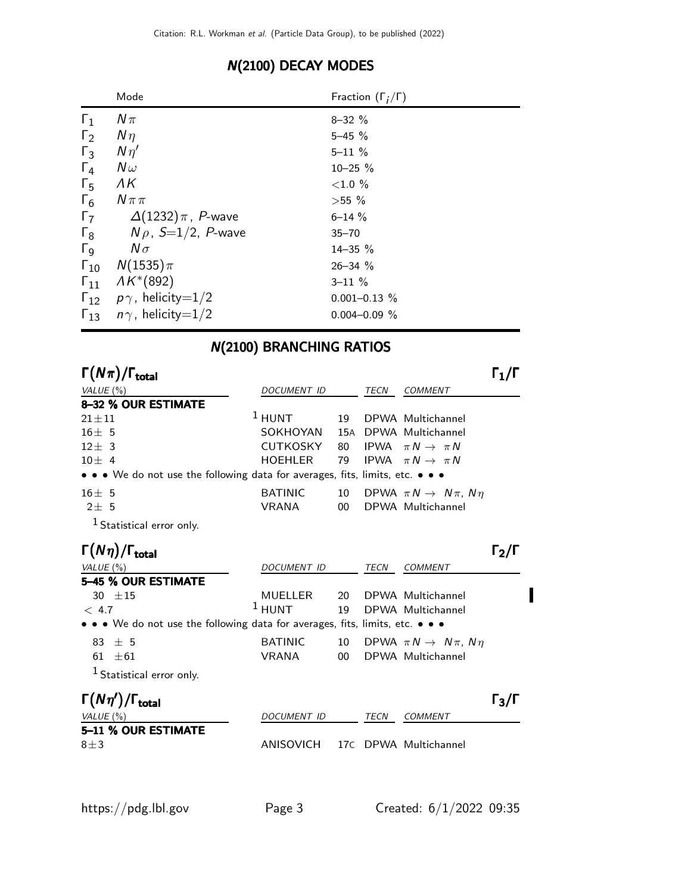## N(2100) DECAY MODES

| | Mode | Fraction ($\Gamma_i/\Gamma$) |
|---|---|---|
| $\Gamma_1$ | $N\pi$ | 8–32 % |
| $\Gamma_2$ | $N\eta$ | 5–45 % |
| $\Gamma_3$ | $N\eta'$ | 5–11 % |
| $\Gamma_4$ | $N\omega$ | 10–25 % |
| $\Gamma_5$ | $\Lambda K$ | <1.0 % |
| $\Gamma_6$ | $N\pi\pi$ | >55 % |
| $\Gamma_7$ | $\Delta(1232)\pi$, P-wave | 6–14 % |
| $\Gamma_8$ | $N\rho$, $S$=1/2, P-wave | 35–70 |
| $\Gamma_9$ | $N\sigma$ | 14–35 % |
| $\Gamma_{10}$ | $N(1535)\pi$ | 26–34 % |
| $\Gamma_{11}$ | $\Lambda K^*(892)$ | 3–11 % |
| $\Gamma_{12}$ | $p\gamma$, helicity=1/2 | 0.001–0.13 % |
| $\Gamma_{13}$ | $n\gamma$, helicity=1/2 | 0.004–0.09 % |

## N(2100) BRANCHING RATIOS

### $\Gamma(N\pi)/\Gamma_{\text{total}}$ — $\Gamma_1/\Gamma$

| VALUE (%) | DOCUMENT ID | | TECN | COMMENT |
|---|---|---|---|---|
| **8–32 % OUR ESTIMATE** | | | | |
| 21±11 | [1] HUNT | 19 | DPWA | Multichannel |
| 16± 5 | SOKHOYAN | 15A | DPWA | Multichannel |
| 12± 3 | CUTKOSKY | 80 | IPWA | $\pi N \rightarrow \pi N$ |
| 10± 4 | HOEHLER | 79 | IPWA | $\pi N \rightarrow \pi N$ |
| • • • We do not use the following data for averages, fits, limits, etc. • • • | | | | |
| 16± 5 | BATINIC | 10 | DPWA | $\pi N \rightarrow N\pi$, $N\eta$ |
| 2± 5 | VRANA | 00 | DPWA | Multichannel |

[1] Statistical error only.

### $\Gamma(N\eta)/\Gamma_{\text{total}}$ — $\Gamma_2/\Gamma$

| VALUE (%) | DOCUMENT ID | | TECN | COMMENT |
|---|---|---|---|---|
| **5–45 % OUR ESTIMATE** | | | | |
| 30 ±15 | MUELLER | 20 | DPWA | Multichannel |
| < 4.7 | [1] HUNT | 19 | DPWA | Multichannel |
| • • • We do not use the following data for averages, fits, limits, etc. • • • | | | | |
| 83 ± 5 | BATINIC | 10 | DPWA | $\pi N \rightarrow N\pi$, $N\eta$ |
| 61 ±61 | VRANA | 00 | DPWA | Multichannel |

[1] Statistical error only.

### $\Gamma(N\eta')/\Gamma_{\text{total}}$ — $\Gamma_3/\Gamma$

| VALUE (%) | DOCUMENT ID | | TECN | COMMENT |
|---|---|---|---|---|
| **5–11 % OUR ESTIMATE** | | | | |
| 8±3 | ANISOVICH | 17C | DPWA | Multichannel |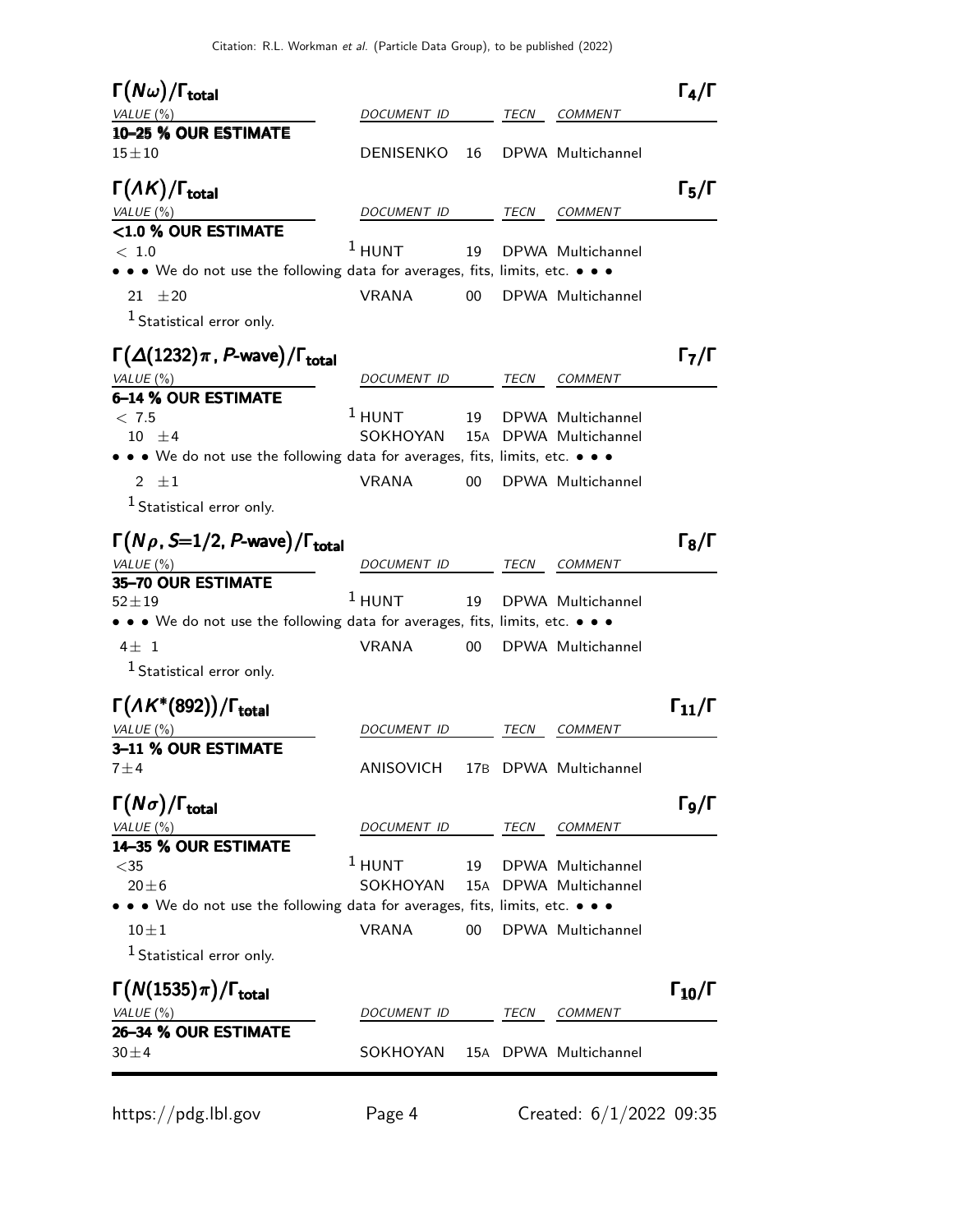### $\Gamma(N\omega)/\Gamma_{\rm total}$ — $\Gamma_4/\Gamma$

| VALUE (%) | DOCUMENT ID | | TECN | COMMENT |
|---|---|---|---|---|
| **10–25 % OUR ESTIMATE** | | | | |
| $15\pm10$ | DENISENKO | 16 | DPWA | Multichannel |

### $\Gamma(\Lambda K)/\Gamma_{\rm total}$ — $\Gamma_5/\Gamma$

| VALUE (%) | DOCUMENT ID | | TECN | COMMENT |
|---|---|---|---|---|
| **<1.0 % OUR ESTIMATE** | | | | |
| $<1.0$ | [1] HUNT | 19 | DPWA | Multichannel |
| • • • We do not use the following data for averages, fits, limits, etc. • • • | | | | |
| $21\pm20$ | VRANA | 00 | DPWA | Multichannel |

[1] Statistical error only.

### $\Gamma(\Delta(1232)\pi,\ P\text{-wave})/\Gamma_{\rm total}$ — $\Gamma_7/\Gamma$

| VALUE (%) | DOCUMENT ID | | TECN | COMMENT |
|---|---|---|---|---|
| **6–14 % OUR ESTIMATE** | | | | |
| $<7.5$ | [1] HUNT | 19 | DPWA | Multichannel |
| $10\pm4$ | SOKHOYAN | 15A | DPWA | Multichannel |
| • • • We do not use the following data for averages, fits, limits, etc. • • • | | | | |
| $2\pm1$ | VRANA | 00 | DPWA | Multichannel |

[1] Statistical error only.

### $\Gamma(N\rho,\ S{=}1/2,\ P\text{-wave})/\Gamma_{\rm total}$ — $\Gamma_8/\Gamma$

| VALUE (%) | DOCUMENT ID | | TECN | COMMENT |
|---|---|---|---|---|
| **35–70 OUR ESTIMATE** | | | | |
| $52\pm19$ | [1] HUNT | 19 | DPWA | Multichannel |
| • • • We do not use the following data for averages, fits, limits, etc. • • • | | | | |
| $4\pm1$ | VRANA | 00 | DPWA | Multichannel |

[1] Statistical error only.

### $\Gamma(\Lambda K^*(892))/\Gamma_{\rm total}$ — $\Gamma_{11}/\Gamma$

| VALUE (%) | DOCUMENT ID | | TECN | COMMENT |
|---|---|---|---|---|
| **3–11 % OUR ESTIMATE** | | | | |
| $7\pm4$ | ANISOVICH | 17B | DPWA | Multichannel |

### $\Gamma(N\sigma)/\Gamma_{\rm total}$ — $\Gamma_9/\Gamma$

| VALUE (%) | DOCUMENT ID | | TECN | COMMENT |
|---|---|---|---|---|
| **14–35 % OUR ESTIMATE** | | | | |
| $<35$ | [1] HUNT | 19 | DPWA | Multichannel |
| $20\pm6$ | SOKHOYAN | 15A | DPWA | Multichannel |
| • • • We do not use the following data for averages, fits, limits, etc. • • • | | | | |
| $10\pm1$ | VRANA | 00 | DPWA | Multichannel |

[1] Statistical error only.

### $\Gamma(N(1535)\pi)/\Gamma_{\rm total}$ — $\Gamma_{10}/\Gamma$

| VALUE (%) | DOCUMENT ID | | TECN | COMMENT |
|---|---|---|---|---|
| **26–34 % OUR ESTIMATE** | | | | |
| $30\pm4$ | SOKHOYAN | 15A | DPWA | Multichannel |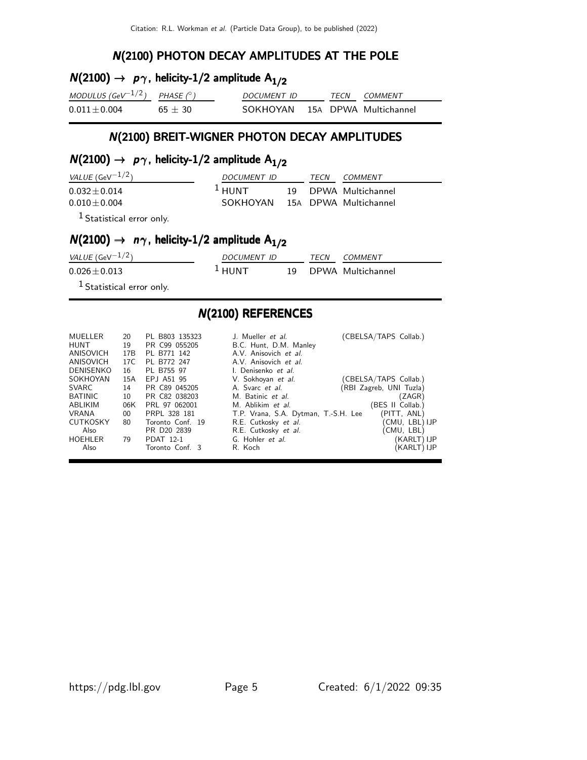## *N*(2100) PHOTON DECAY AMPLITUDES AT THE POLE

### $N(2100) \rightarrow p\gamma$, helicity-1/2 amplitude $A_{1/2}$

| MODULUS ($GeV^{-1/2}$) | PHASE ($^\circ$) | DOCUMENT ID | | TECN | COMMENT |
|---|---|---|---|---|---|
| $0.011 \pm 0.004$ | $65 \pm 30$ | SOKHOYAN | 15A | DPWA | Multichannel |

## *N*(2100) BREIT-WIGNER PHOTON DECAY AMPLITUDES

### $N(2100) \rightarrow p\gamma$, helicity-1/2 amplitude $A_{1/2}$

| VALUE ($GeV^{-1/2}$) | DOCUMENT ID | | TECN | COMMENT |
|---|---|---|---|---|
| $0.032 \pm 0.014$ | [1] HUNT | 19 | DPWA | Multichannel |
| $0.010 \pm 0.004$ | SOKHOYAN | 15A | DPWA | Multichannel |

[1] Statistical error only.

### $N(2100) \rightarrow n\gamma$, helicity-1/2 amplitude $A_{1/2}$

| VALUE ($GeV^{-1/2}$) | DOCUMENT ID | | TECN | COMMENT |
|---|---|---|---|---|
| $0.026 \pm 0.013$ | [1] HUNT | 19 | DPWA | Multichannel |

[1] Statistical error only.

## *N*(2100) REFERENCES

| | | | | |
|---|---|---|---|---|
| MUELLER | 20 | PL B803 135323 | J. Mueller *et al.* | (CBELSA/TAPS Collab.) |
| HUNT | 19 | PR C99 055205 | B.C. Hunt, D.M. Manley | |
| ANISOVICH | 17B | PL B771 142 | A.V. Anisovich *et al.* | |
| ANISOVICH | 17C | PL B772 247 | A.V. Anisovich *et al.* | |
| DENISENKO | 16 | PL B755 97 | I. Denisenko *et al.* | |
| SOKHOYAN | 15A | EPJ A51 95 | V. Sokhoyan *et al.* | (CBELSA/TAPS Collab.) |
| SVARC | 14 | PR C89 045205 | A. Svarc *et al.* | (RBI Zagreb, UNI Tuzla) |
| BATINIC | 10 | PR C82 038203 | M. Batinic *et al.* | (ZAGR) |
| ABLIKIM | 06K | PRL 97 062001 | M. Ablikim *et al.* | (BES II Collab.) |
| VRANA | 00 | PRPL 328 181 | T.P. Vrana, S.A. Dytman, T.-S.H. Lee | (PITT, ANL) |
| CUTKOSKY | 80 | Toronto Conf. 19 | R.E. Cutkosky *et al.* | (CMU, LBL) IJP |
| Also | | PR D20 2839 | R.E. Cutkosky *et al.* | (CMU, LBL) |
| HOEHLER | 79 | PDAT 12-1 | G. Hohler *et al.* | (KARLT) IJP |
| Also | | Toronto Conf. 3 | R. Koch | (KARLT) IJP |